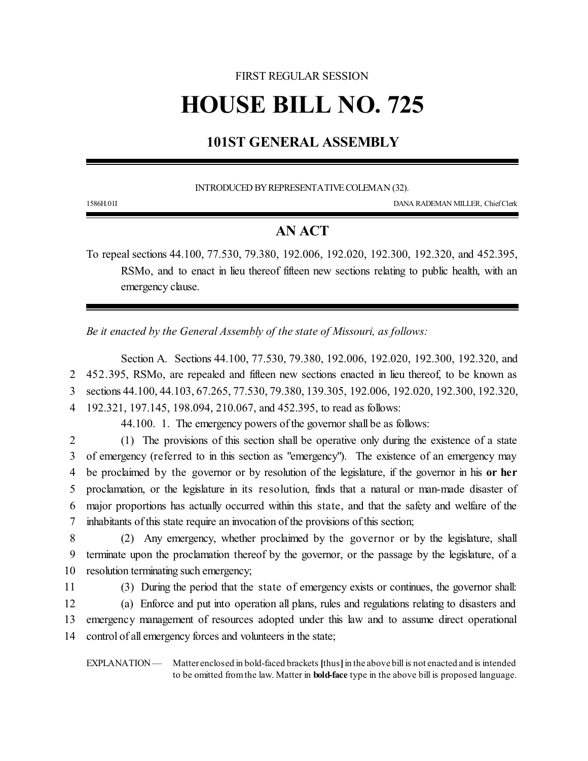FIRST REGULAR SESSION

# HOUSE BILL NO. 725

## 101ST GENERAL ASSEMBLY

INTRODUCED BY REPRESENTATIVE COLEMAN (32).

1586H.01I DANA RADEMAN MILLER, Chief Clerk

## AN ACT

To repeal sections 44.100, 77.530, 79.380, 192.006, 192.020, 192.300, 192.320, and 452.395, RSMo, and to enact in lieu thereof fifteen new sections relating to public health, with an emergency clause.

*Be it enacted by the General Assembly of the state of Missouri, as follows:*

Section A. Sections 44.100, 77.530, 79.380, 192.006, 192.020, 192.300, 192.320, and 452.395, RSMo, are repealed and fifteen new sections enacted in lieu thereof, to be known as sections 44.100, 44.103, 67.265, 77.530, 79.380, 139.305, 192.006, 192.020, 192.300, 192.320, 192.321, 197.145, 198.094, 210.067, and 452.395, to read as follows:

44.100. 1. The emergency powers of the governor shall be as follows:

(1) The provisions of this section shall be operative only during the existence of a state of emergency (referred to in this section as "emergency"). The existence of an emergency may be proclaimed by the governor or by resolution of the legislature, if the governor in his **or her** proclamation, or the legislature in its resolution, finds that a natural or man-made disaster of major proportions has actually occurred within this state, and that the safety and welfare of the inhabitants of this state require an invocation of the provisions of this section;

(2) Any emergency, whether proclaimed by the governor or by the legislature, shall terminate upon the proclamation thereof by the governor, or the passage by the legislature, of a resolution terminating such emergency;

(3) During the period that the state of emergency exists or continues, the governor shall:

(a) Enforce and put into operation all plans, rules and regulations relating to disasters and emergency management of resources adopted under this law and to assume direct operational control of all emergency forces and volunteers in the state;

EXPLANATION — Matter enclosed in bold-faced brackets **[**thus**]** in the above bill is not enacted and is intended to be omitted from the law. Matter in **bold-face** type in the above bill is proposed language.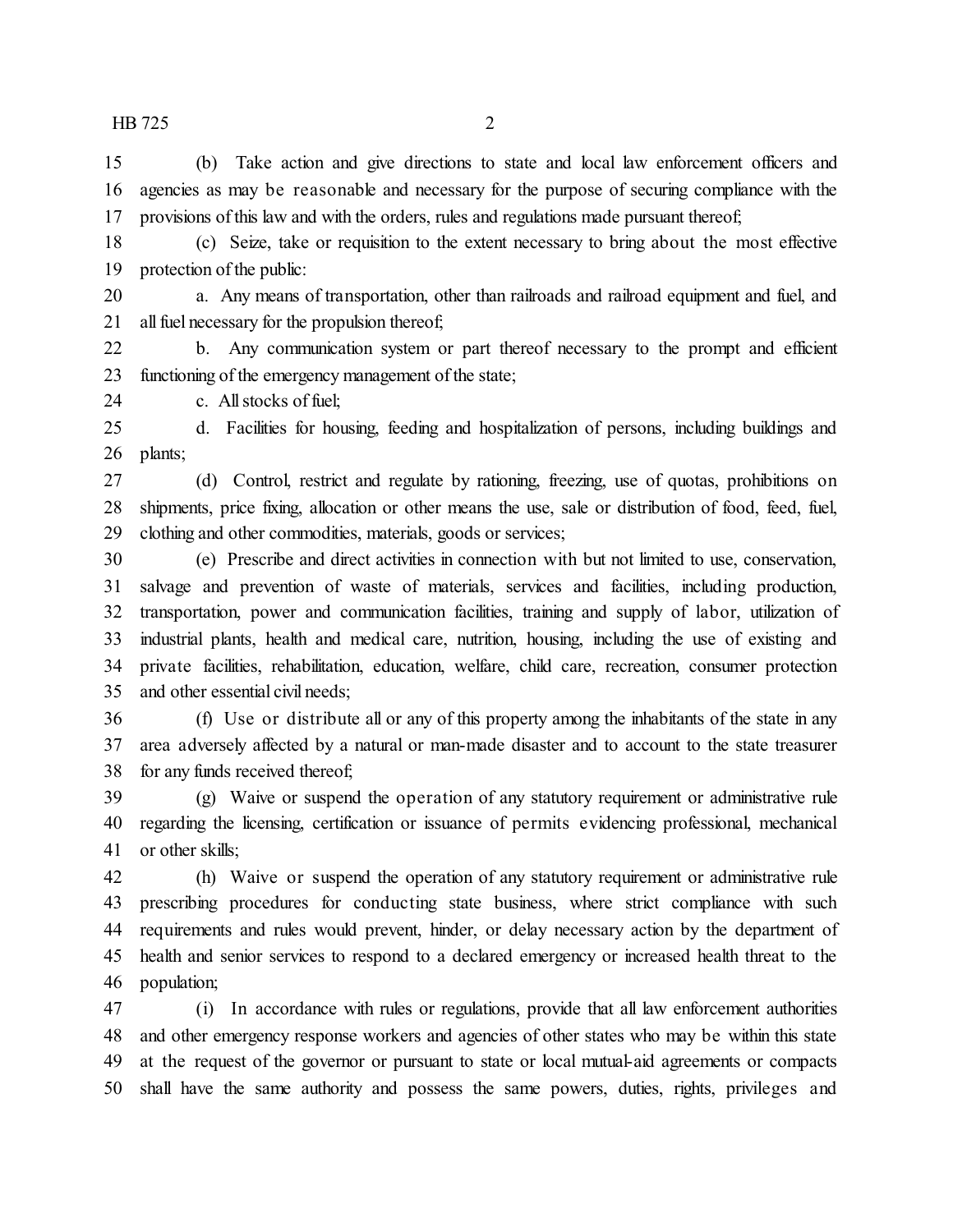(b) Take action and give directions to state and local law enforcement officers and agencies as may be reasonable and necessary for the purpose of securing compliance with the provisions of this law and with the orders, rules and regulations made pursuant thereof;

(c) Seize, take or requisition to the extent necessary to bring about the most effective protection of the public:

a. Any means of transportation, other than railroads and railroad equipment and fuel, and all fuel necessary for the propulsion thereof;

b. Any communication system or part thereof necessary to the prompt and efficient functioning of the emergency management of the state;

c. All stocks of fuel;

d. Facilities for housing, feeding and hospitalization of persons, including buildings and plants;

(d) Control, restrict and regulate by rationing, freezing, use of quotas, prohibitions on shipments, price fixing, allocation or other means the use, sale or distribution of food, feed, fuel, clothing and other commodities, materials, goods or services;

(e) Prescribe and direct activities in connection with but not limited to use, conservation, salvage and prevention of waste of materials, services and facilities, including production, transportation, power and communication facilities, training and supply of labor, utilization of industrial plants, health and medical care, nutrition, housing, including the use of existing and private facilities, rehabilitation, education, welfare, child care, recreation, consumer protection and other essential civil needs;

(f) Use or distribute all or any of this property among the inhabitants of the state in any area adversely affected by a natural or man-made disaster and to account to the state treasurer for any funds received thereof;

(g) Waive or suspend the operation of any statutory requirement or administrative rule regarding the licensing, certification or issuance of permits evidencing professional, mechanical or other skills;

(h) Waive or suspend the operation of any statutory requirement or administrative rule prescribing procedures for conducting state business, where strict compliance with such requirements and rules would prevent, hinder, or delay necessary action by the department of health and senior services to respond to a declared emergency or increased health threat to the population;

(i) In accordance with rules or regulations, provide that all law enforcement authorities and other emergency response workers and agencies of other states who may be within this state at the request of the governor or pursuant to state or local mutual-aid agreements or compacts shall have the same authority and possess the same powers, duties, rights, privileges and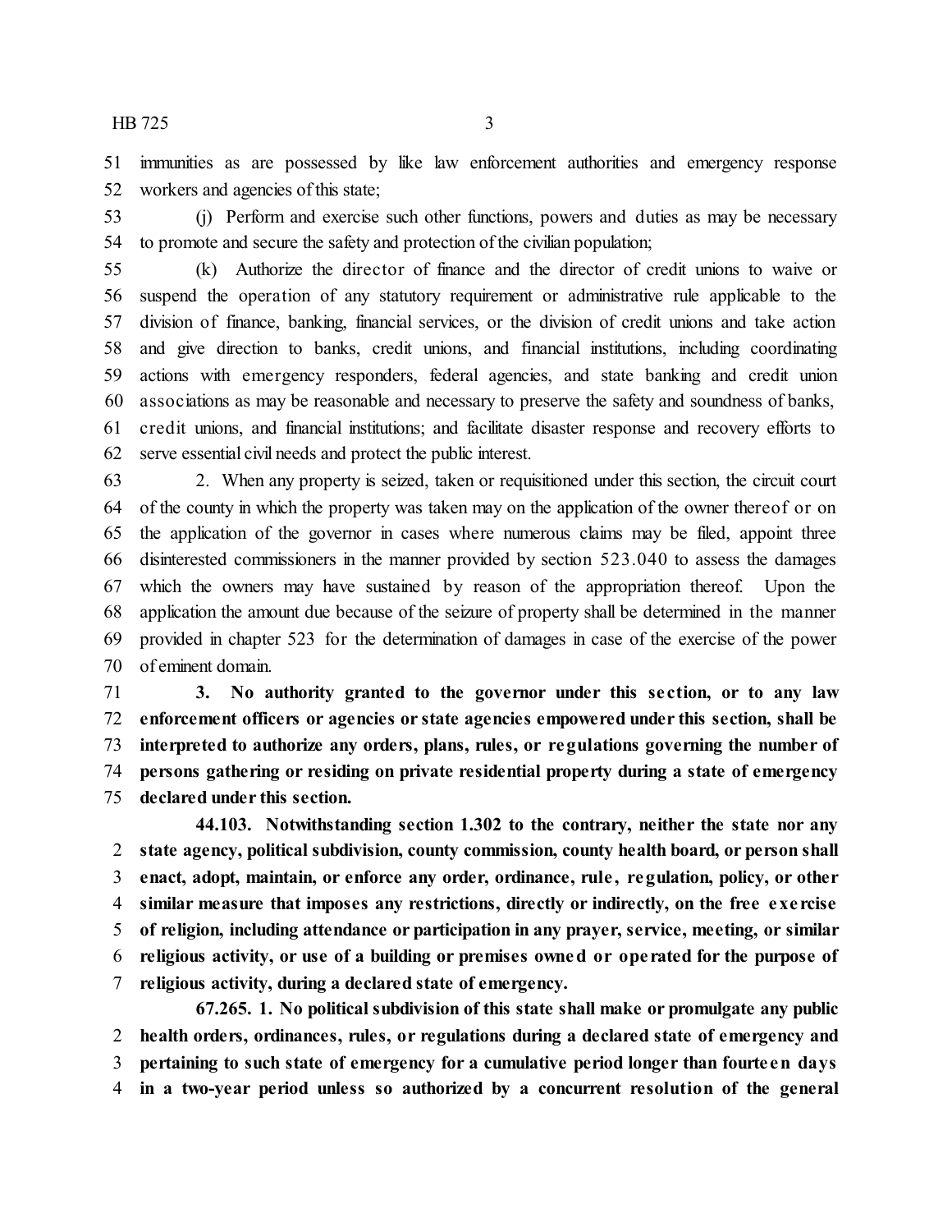immunities as are possessed by like law enforcement authorities and emergency response workers and agencies of this state;

(j) Perform and exercise such other functions, powers and duties as may be necessary to promote and secure the safety and protection of the civilian population;

(k) Authorize the director of finance and the director of credit unions to waive or suspend the operation of any statutory requirement or administrative rule applicable to the division of finance, banking, financial services, or the division of credit unions and take action and give direction to banks, credit unions, and financial institutions, including coordinating actions with emergency responders, federal agencies, and state banking and credit union associations as may be reasonable and necessary to preserve the safety and soundness of banks, credit unions, and financial institutions; and facilitate disaster response and recovery efforts to serve essential civil needs and protect the public interest.

2. When any property is seized, taken or requisitioned under this section, the circuit court of the county in which the property was taken may on the application of the owner thereof or on the application of the governor in cases where numerous claims may be filed, appoint three disinterested commissioners in the manner provided by section 523.040 to assess the damages which the owners may have sustained by reason of the appropriation thereof. Upon the application the amount due because of the seizure of property shall be determined in the manner provided in chapter 523 for the determination of damages in case of the exercise of the power of eminent domain.

**3. No authority granted to the governor under this section, or to any law enforcement officers or agencies or state agencies empowered under this section, shall be interpreted to authorize any orders, plans, rules, or regulations governing the number of persons gathering or residing on private residential property during a state of emergency declared under this section.**

**44.103. Notwithstanding section 1.302 to the contrary, neither the state nor any state agency, political subdivision, county commission, county health board, or person shall enact, adopt, maintain, or enforce any order, ordinance, rule, regulation, policy, or other similar measure that imposes any restrictions, directly or indirectly, on the free exercise of religion, including attendance or participation in any prayer, service, meeting, or similar religious activity, or use of a building or premises owned or operated for the purpose of religious activity, during a declared state of emergency.**

**67.265. 1. No political subdivision of this state shall make or promulgate any public health orders, ordinances, rules, or regulations during a declared state of emergency and pertaining to such state of emergency for a cumulative period longer than fourteen days in a two-year period unless so authorized by a concurrent resolution of the general**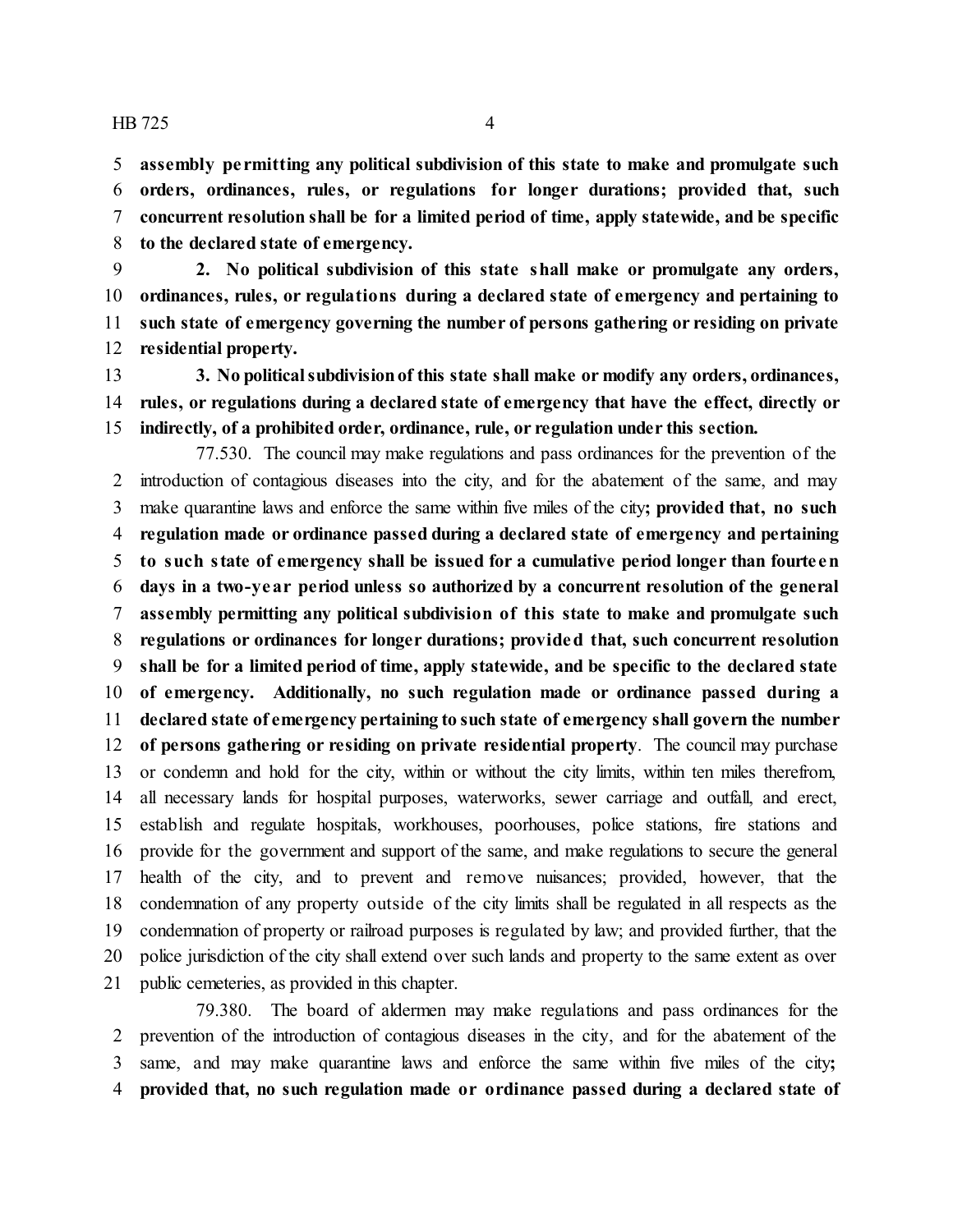**assembly permitting any political subdivision of this state to make and promulgate such orders, ordinances, rules, or regulations for longer durations; provided that, such concurrent resolution shall be for a limited period of time, apply statewide, and be specific to the declared state of emergency.**

**2. No political subdivision of this state shall make or promulgate any orders, ordinances, rules, or regulations during a declared state of emergency and pertaining to such state of emergency governing the number of persons gathering or residing on private residential property.**

**3. No political subdivision of this state shall make or modify any orders, ordinances, rules, or regulations during a declared state of emergency that have the effect, directly or indirectly, of a prohibited order, ordinance, rule, or regulation under this section.**

77.530. The council may make regulations and pass ordinances for the prevention of the introduction of contagious diseases into the city, and for the abatement of the same, and may make quarantine laws and enforce the same within five miles of the city**; provided that, no such regulation made or ordinance passed during a declared state of emergency and pertaining to such state of emergency shall be issued for a cumulative period longer than fourteen days in a two-year period unless so authorized by a concurrent resolution of the general assembly permitting any political subdivision of this state to make and promulgate such regulations or ordinances for longer durations; provided that, such concurrent resolution shall be for a limited period of time, apply statewide, and be specific to the declared state of emergency. Additionally, no such regulation made or ordinance passed during a declared state of emergency pertaining to such state of emergency shall govern the number of persons gathering or residing on private residential property**. The council may purchase or condemn and hold for the city, within or without the city limits, within ten miles therefrom, all necessary lands for hospital purposes, waterworks, sewer carriage and outfall, and erect, establish and regulate hospitals, workhouses, poorhouses, police stations, fire stations and provide for the government and support of the same, and make regulations to secure the general health of the city, and to prevent and remove nuisances; provided, however, that the condemnation of any property outside of the city limits shall be regulated in all respects as the condemnation of property or railroad purposes is regulated by law; and provided further, that the police jurisdiction of the city shall extend over such lands and property to the same extent as over public cemeteries, as provided in this chapter.

79.380. The board of aldermen may make regulations and pass ordinances for the prevention of the introduction of contagious diseases in the city, and for the abatement of the same, and may make quarantine laws and enforce the same within five miles of the city**; provided that, no such regulation made or ordinance passed during a declared state of**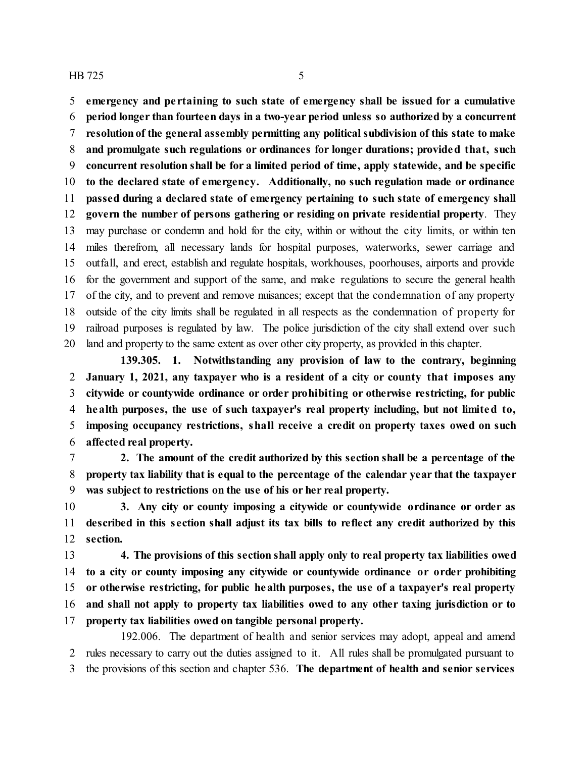**emergency and pertaining to such state of emergency shall be issued for a cumulative period longer than fourteen days in a two-year period unless so authorized by a concurrent resolution of the general assembly permitting any political subdivision of this state to make and promulgate such regulations or ordinances for longer durations; provided that, such concurrent resolution shall be for a limited period of time, apply statewide, and be specific to the declared state of emergency. Additionally, no such regulation made or ordinance passed during a declared state of emergency pertaining to such state of emergency shall govern the number of persons gathering or residing on private residential property**. They may purchase or condemn and hold for the city, within or without the city limits, or within ten miles therefrom, all necessary lands for hospital purposes, waterworks, sewer carriage and outfall, and erect, establish and regulate hospitals, workhouses, poorhouses, airports and provide for the government and support of the same, and make regulations to secure the general health of the city, and to prevent and remove nuisances; except that the condemnation of any property outside of the city limits shall be regulated in all respects as the condemnation of property for railroad purposes is regulated by law. The police jurisdiction of the city shall extend over such land and property to the same extent as over other city property, as provided in this chapter.

**139.305. 1. Notwithstanding any provision of law to the contrary, beginning January 1, 2021, any taxpayer who is a resident of a city or county that imposes any citywide or countywide ordinance or order prohibiting or otherwise restricting, for public health purposes, the use of such taxpayer's real property including, but not limited to, imposing occupancy restrictions, shall receive a credit on property taxes owed on such affected real property.**

**2. The amount of the credit authorized by this section shall be a percentage of the property tax liability that is equal to the percentage of the calendar year that the taxpayer was subject to restrictions on the use of his or her real property.**

**3. Any city or county imposing a citywide or countywide ordinance or order as described in this section shall adjust its tax bills to reflect any credit authorized by this section.**

**4. The provisions of this section shall apply only to real property tax liabilities owed to a city or county imposing any citywide or countywide ordinance or order prohibiting or otherwise restricting, for public health purposes, the use of a taxpayer's real property and shall not apply to property tax liabilities owed to any other taxing jurisdiction or to property tax liabilities owed on tangible personal property.**

192.006. The department of health and senior services may adopt, appeal and amend rules necessary to carry out the duties assigned to it. All rules shall be promulgated pursuant to the provisions of this section and chapter 536. **The department of health and senior services**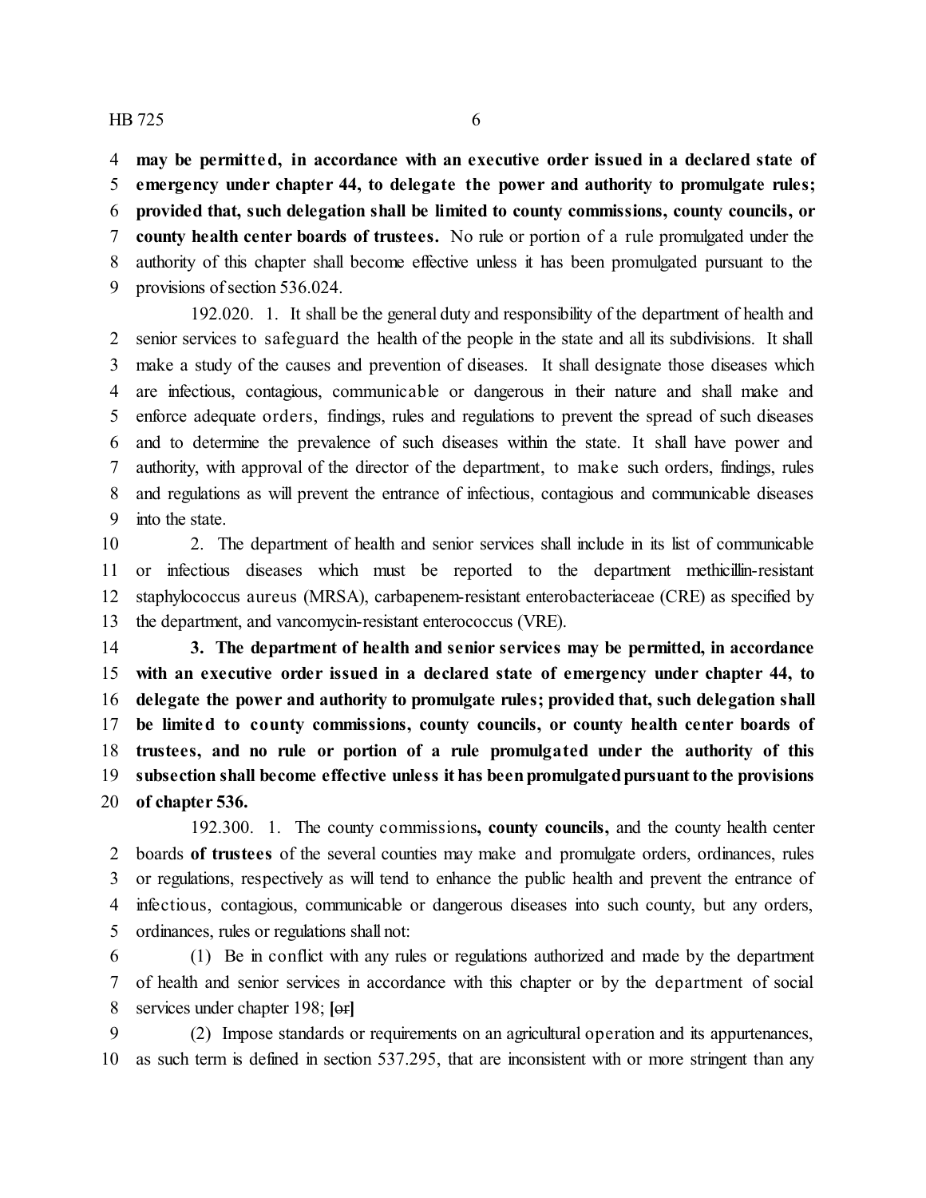**may be permitted, in accordance with an executive order issued in a declared state of emergency under chapter 44, to delegate the power and authority to promulgate rules; provided that, such delegation shall be limited to county commissions, county councils, or county health center boards of trustees.** No rule or portion of a rule promulgated under the authority of this chapter shall become effective unless it has been promulgated pursuant to the provisions of section 536.024.

192.020. 1. It shall be the general duty and responsibility of the department of health and senior services to safeguard the health of the people in the state and all its subdivisions. It shall make a study of the causes and prevention of diseases. It shall designate those diseases which are infectious, contagious, communicable or dangerous in their nature and shall make and enforce adequate orders, findings, rules and regulations to prevent the spread of such diseases and to determine the prevalence of such diseases within the state. It shall have power and authority, with approval of the director of the department, to make such orders, findings, rules and regulations as will prevent the entrance of infectious, contagious and communicable diseases into the state.

2. The department of health and senior services shall include in its list of communicable or infectious diseases which must be reported to the department methicillin-resistant staphylococcus aureus (MRSA), carbapenem-resistant enterobacteriaceae (CRE) as specified by the department, and vancomycin-resistant enterococcus (VRE).

**3. The department of health and senior services may be permitted, in accordance with an executive order issued in a declared state of emergency under chapter 44, to delegate the power and authority to promulgate rules; provided that, such delegation shall be limited to county commissions, county councils, or county health center boards of trustees, and no rule or portion of a rule promulgated under the authority of this subsection shall become effective unless it has been promulgated pursuant to the provisions of chapter 536.**

192.300. 1. The county commissions**, county councils,** and the county health center boards **of trustees** of the several counties may make and promulgate orders, ordinances, rules or regulations, respectively as will tend to enhance the public health and prevent the entrance of infectious, contagious, communicable or dangerous diseases into such county, but any orders, ordinances, rules or regulations shall not:

(1) Be in conflict with any rules or regulations authorized and made by the department of health and senior services in accordance with this chapter or by the department of social services under chapter 198; **[~~or~~]**

(2) Impose standards or requirements on an agricultural operation and its appurtenances, as such term is defined in section 537.295, that are inconsistent with or more stringent than any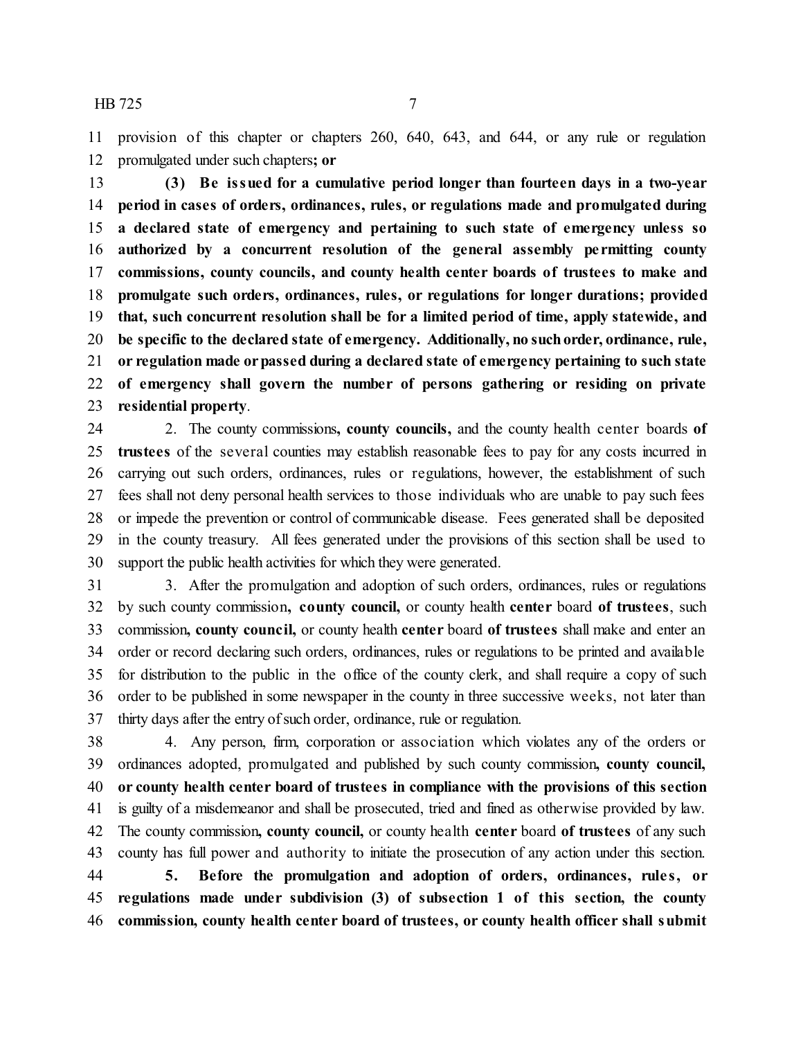provision of this chapter or chapters 260, 640, 643, and 644, or any rule or regulation promulgated under such chapters**; or**

**(3) Be issued for a cumulative period longer than fourteen days in a two-year period in cases of orders, ordinances, rules, or regulations made and promulgated during a declared state of emergency and pertaining to such state of emergency unless so authorized by a concurrent resolution of the general assembly permitting county commissions, county councils, and county health center boards of trustees to make and promulgate such orders, ordinances, rules, or regulations for longer durations; provided that, such concurrent resolution shall be for a limited period of time, apply statewide, and be specific to the declared state of emergency. Additionally, no such order, ordinance, rule, or regulation made or passed during a declared state of emergency pertaining to such state of emergency shall govern the number of persons gathering or residing on private residential property**.

2. The county commissions**, county councils,** and the county health center boards **of trustees** of the several counties may establish reasonable fees to pay for any costs incurred in carrying out such orders, ordinances, rules or regulations, however, the establishment of such fees shall not deny personal health services to those individuals who are unable to pay such fees or impede the prevention or control of communicable disease. Fees generated shall be deposited in the county treasury. All fees generated under the provisions of this section shall be used to support the public health activities for which they were generated.

3. After the promulgation and adoption of such orders, ordinances, rules or regulations by such county commission**, county council,** or county health **center** board **of trustees**, such commission**, county council,** or county health **center** board **of trustees** shall make and enter an order or record declaring such orders, ordinances, rules or regulations to be printed and available for distribution to the public in the office of the county clerk, and shall require a copy of such order to be published in some newspaper in the county in three successive weeks, not later than thirty days after the entry of such order, ordinance, rule or regulation.

4. Any person, firm, corporation or association which violates any of the orders or ordinances adopted, promulgated and published by such county commission**, county council, or county health center board of trustees in compliance with the provisions of this section** is guilty of a misdemeanor and shall be prosecuted, tried and fined as otherwise provided by law. The county commission**, county council,** or county health **center** board **of trustees** of any such county has full power and authority to initiate the prosecution of any action under this section.

**5. Before the promulgation and adoption of orders, ordinances, rules, or regulations made under subdivision (3) of subsection 1 of this section, the county commission, county health center board of trustees, or county health officer shall submit**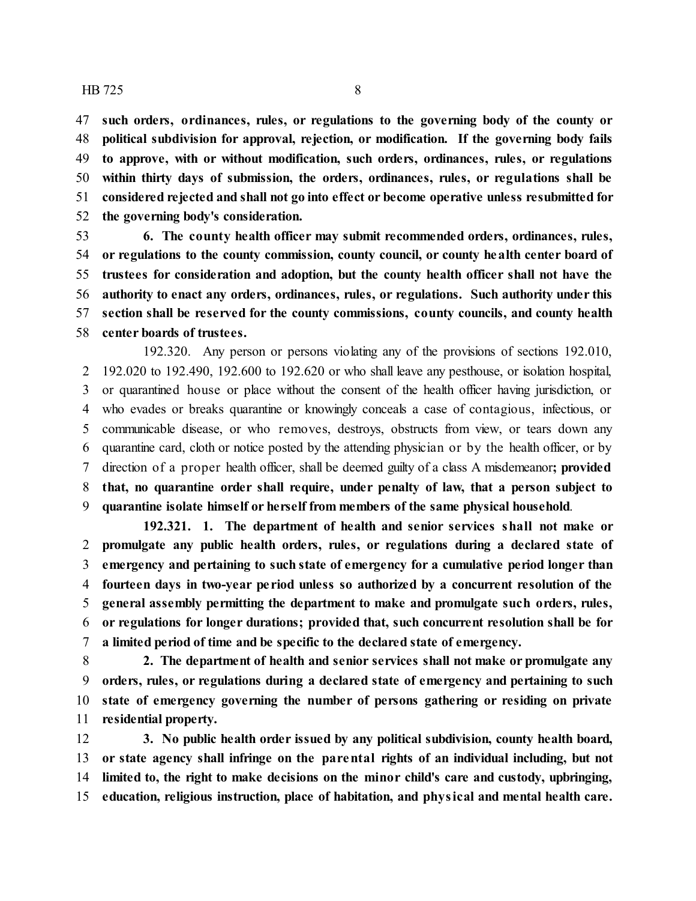**such orders, ordinances, rules, or regulations to the governing body of the county or political subdivision for approval, rejection, or modification. If the governing body fails to approve, with or without modification, such orders, ordinances, rules, or regulations within thirty days of submission, the orders, ordinances, rules, or regulations shall be considered rejected and shall not go into effect or become operative unless resubmitted for the governing body's consideration.**

**6. The county health officer may submit recommended orders, ordinances, rules, or regulations to the county commission, county council, or county health center board of trustees for consideration and adoption, but the county health officer shall not have the authority to enact any orders, ordinances, rules, or regulations. Such authority under this section shall be reserved for the county commissions, county councils, and county health center boards of trustees.**

192.320. Any person or persons violating any of the provisions of sections 192.010, 192.020 to 192.490, 192.600 to 192.620 or who shall leave any pesthouse, or isolation hospital, or quarantined house or place without the consent of the health officer having jurisdiction, or who evades or breaks quarantine or knowingly conceals a case of contagious, infectious, or communicable disease, or who removes, destroys, obstructs from view, or tears down any quarantine card, cloth or notice posted by the attending physician or by the health officer, or by direction of a proper health officer, shall be deemed guilty of a class A misdemeanor**; provided that, no quarantine order shall require, under penalty of law, that a person subject to quarantine isolate himself or herself from members of the same physical household**.

**192.321. 1. The department of health and senior services shall not make or promulgate any public health orders, rules, or regulations during a declared state of emergency and pertaining to such state of emergency for a cumulative period longer than fourteen days in two-year period unless so authorized by a concurrent resolution of the general assembly permitting the department to make and promulgate such orders, rules, or regulations for longer durations; provided that, such concurrent resolution shall be for a limited period of time and be specific to the declared state of emergency.**

**2. The department of health and senior services shall not make or promulgate any orders, rules, or regulations during a declared state of emergency and pertaining to such state of emergency governing the number of persons gathering or residing on private residential property.**

**3. No public health order issued by any political subdivision, county health board, or state agency shall infringe on the parental rights of an individual including, but not limited to, the right to make decisions on the minor child's care and custody, upbringing, education, religious instruction, place of habitation, and physical and mental health care.**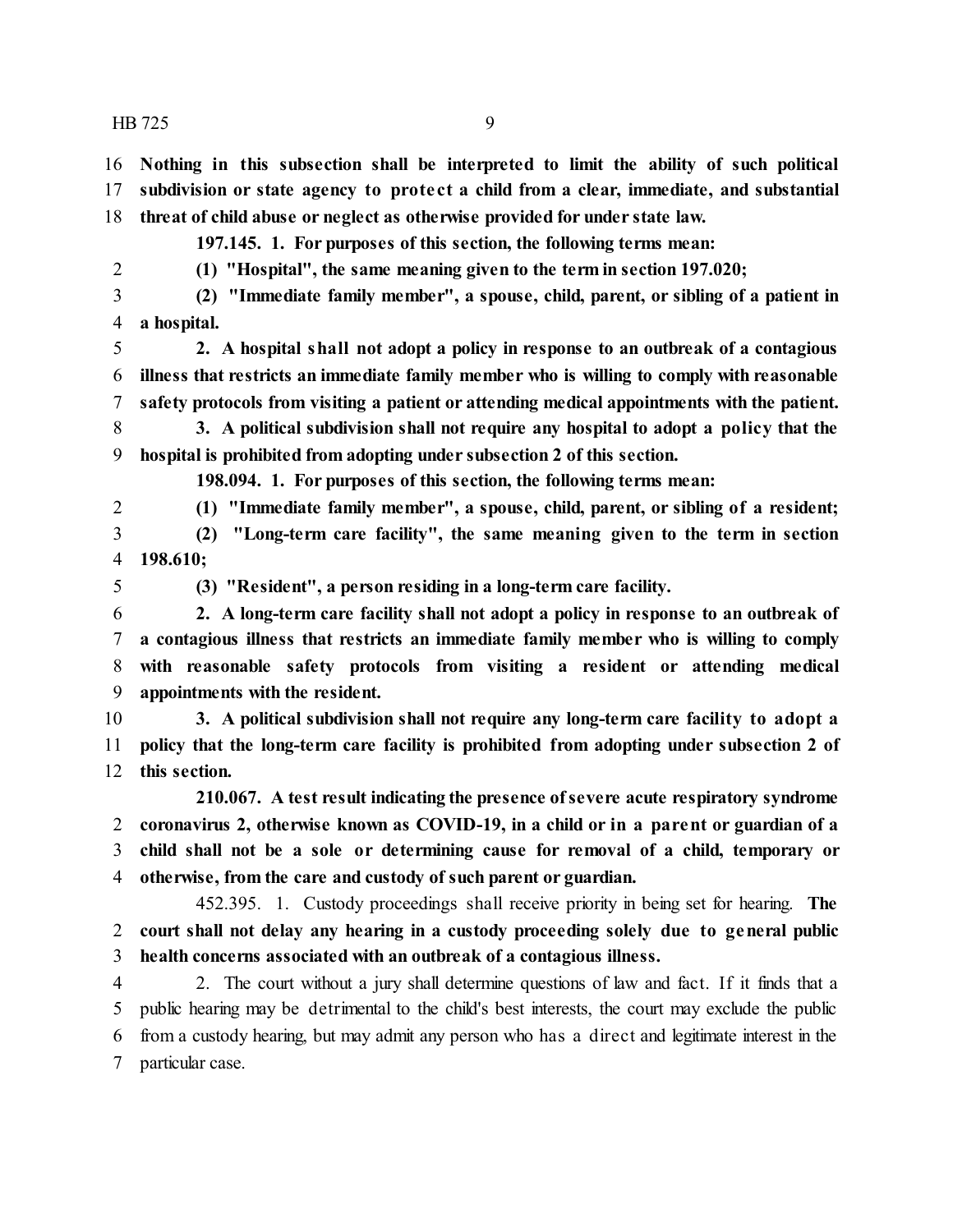**Nothing in this subsection shall be interpreted to limit the ability of such political subdivision or state agency to protect a child from a clear, immediate, and substantial threat of child abuse or neglect as otherwise provided for under state law.**

**197.145. 1. For purposes of this section, the following terms mean:**

**(1) "Hospital", the same meaning given to the term in section 197.020;**

**(2) "Immediate family member", a spouse, child, parent, or sibling of a patient in a hospital.**

**2. A hospital shall not adopt a policy in response to an outbreak of a contagious illness that restricts an immediate family member who is willing to comply with reasonable safety protocols from visiting a patient or attending medical appointments with the patient.**

**3. A political subdivision shall not require any hospital to adopt a policy that the hospital is prohibited from adopting under subsection 2 of this section.**

**198.094. 1. For purposes of this section, the following terms mean:**

**(1) "Immediate family member", a spouse, child, parent, or sibling of a resident;**

**(2) "Long-term care facility", the same meaning given to the term in section 198.610;**

**(3) "Resident", a person residing in a long-term care facility.**

**2. A long-term care facility shall not adopt a policy in response to an outbreak of a contagious illness that restricts an immediate family member who is willing to comply with reasonable safety protocols from visiting a resident or attending medical appointments with the resident.**

**3. A political subdivision shall not require any long-term care facility to adopt a policy that the long-term care facility is prohibited from adopting under subsection 2 of this section.**

**210.067. A test result indicating the presence of severe acute respiratory syndrome coronavirus 2, otherwise known as COVID-19, in a child or in a parent or guardian of a child shall not be a sole or determining cause for removal of a child, temporary or otherwise, from the care and custody of such parent or guardian.**

452.395. 1. Custody proceedings shall receive priority in being set for hearing. **The court shall not delay any hearing in a custody proceeding solely due to general public health concerns associated with an outbreak of a contagious illness.**

2. The court without a jury shall determine questions of law and fact. If it finds that a public hearing may be detrimental to the child's best interests, the court may exclude the public from a custody hearing, but may admit any person who has a direct and legitimate interest in the particular case.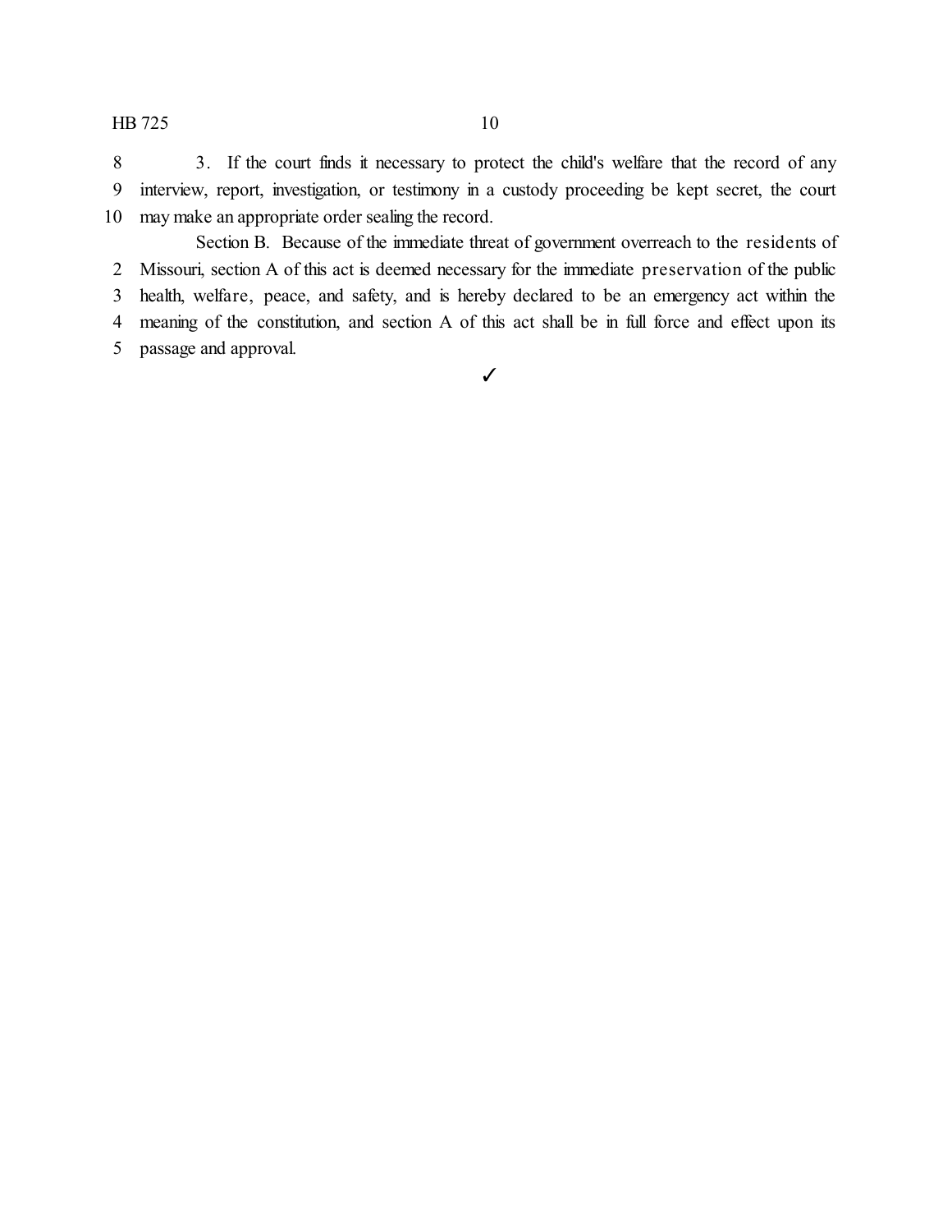3. If the court finds it necessary to protect the child's welfare that the record of any interview, report, investigation, or testimony in a custody proceeding be kept secret, the court may make an appropriate order sealing the record.

Section B. Because of the immediate threat of government overreach to the residents of Missouri, section A of this act is deemed necessary for the immediate preservation of the public health, welfare, peace, and safety, and is hereby declared to be an emergency act within the meaning of the constitution, and section A of this act shall be in full force and effect upon its passage and approval.

✓